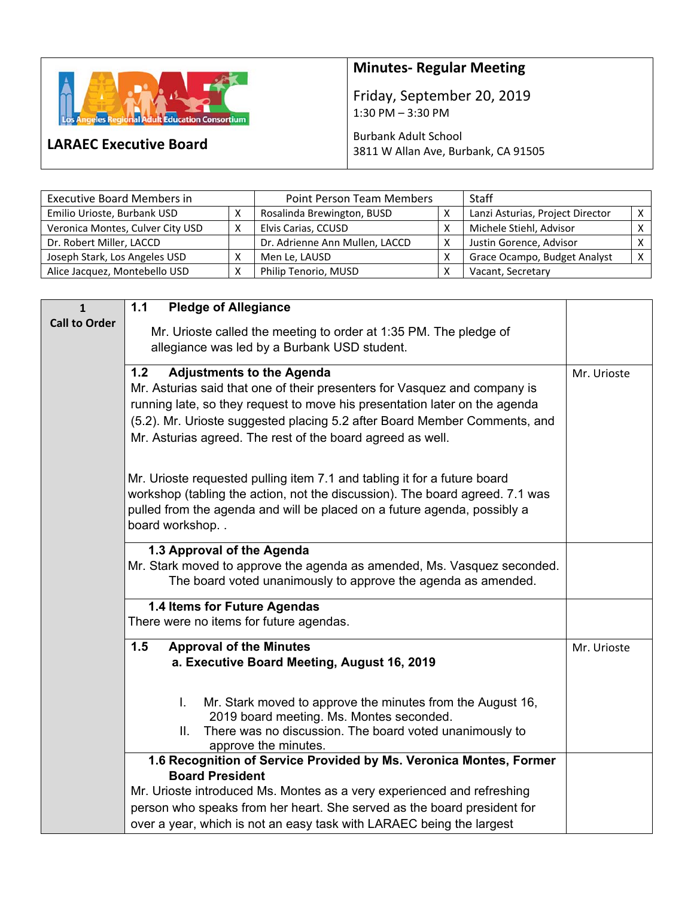**LARAEC Executive Board**

## Minutes- Regular Meeting

Friday, September 20, 2019
1:30 PM – 3:30 PM

Burbank Adult School
3811 W Allan Ave, Burbank, CA 91505

| Executive Board Members in | | Point Person Team Members | | Staff | |
|---|---|---|---|---|---|
| Emilio Urioste, Burbank USD | X | Rosalinda Brewington, BUSD | X | Lanzi Asturias, Project Director | X |
| Veronica Montes, Culver City USD | X | Elvis Carias, CCUSD | X | Michele Stiehl, Advisor | X |
| Dr. Robert Miller, LACCD | | Dr. Adrienne Ann Mullen, LACCD | X | Justin Gorence, Advisor | X |
| Joseph Stark, Los Angeles USD | X | Men Le, LAUSD | X | Grace Ocampo, Budget Analyst | X |
| Alice Jacquez, Montebello USD | X | Philip Tenorio, MUSD | X | Vacant, Secretary | |

**1 Call to Order**

**1.1 Pledge of Allegiance**

Mr. Urioste called the meeting to order at 1:35 PM. The pledge of allegiance was led by a Burbank USD student.

**1.2 Adjustments to the Agenda** — Mr. Urioste

Mr. Asturias said that one of their presenters for Vasquez and company is running late, so they request to move his presentation later on the agenda (5.2). Mr. Urioste suggested placing 5.2 after Board Member Comments, and Mr. Asturias agreed. The rest of the board agreed as well.

Mr. Urioste requested pulling item 7.1 and tabling it for a future board workshop (tabling the action, not the discussion). The board agreed. 7.1 was pulled from the agenda and will be placed on a future agenda, possibly a board workshop. .

**1.3 Approval of the Agenda**

Mr. Stark moved to approve the agenda as amended, Ms. Vasquez seconded. The board voted unanimously to approve the agenda as amended.

**1.4 Items for Future Agendas**

There were no items for future agendas.

**1.5 Approval of the Minutes** — Mr. Urioste

**a. Executive Board Meeting, August 16, 2019**

I. Mr. Stark moved to approve the minutes from the August 16, 2019 board meeting. Ms. Montes seconded.
II. There was no discussion. The board voted unanimously to approve the minutes.

**1.6 Recognition of Service Provided by Ms. Veronica Montes, Former Board President**

Mr. Urioste introduced Ms. Montes as a very experienced and refreshing person who speaks from her heart. She served as the board president for over a year, which is not an easy task with LARAEC being the largest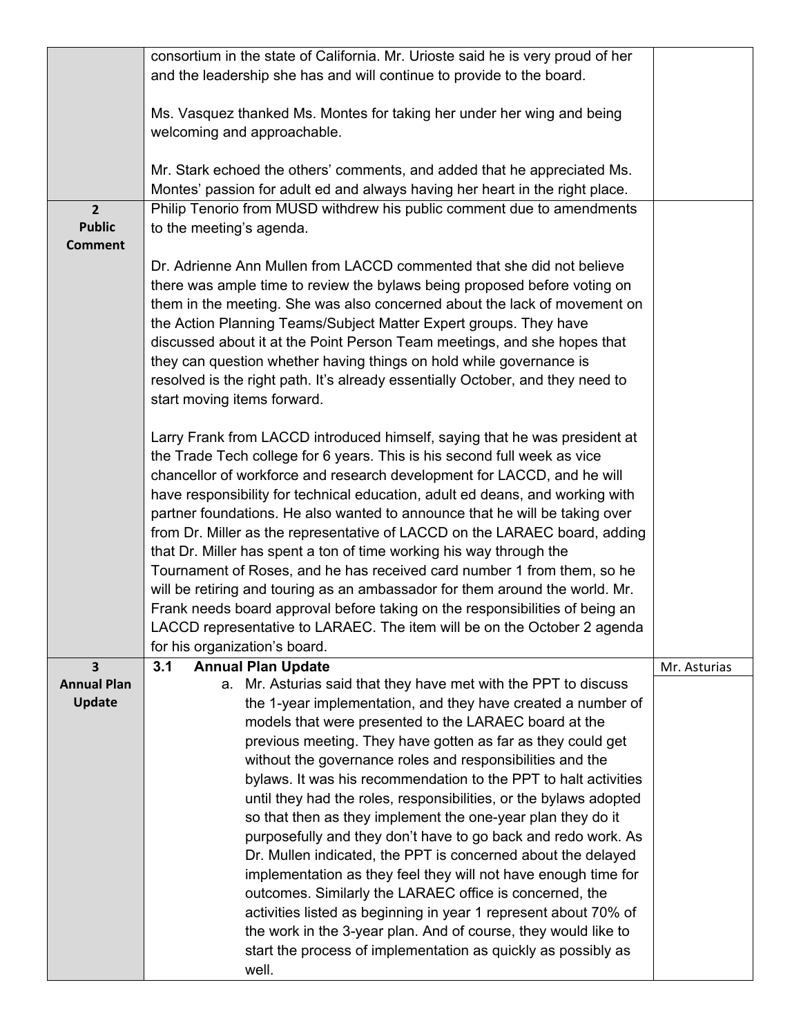| | | |
|---|---|---|
| | consortium in the state of California. Mr. Urioste said he is very proud of her and the leadership she has and will continue to provide to the board.<br><br>Ms. Vasquez thanked Ms. Montes for taking her under her wing and being welcoming and approachable.<br><br>Mr. Stark echoed the others' comments, and added that he appreciated Ms. Montes' passion for adult ed and always having her heart in the right place. | |
| **2 Public Comment** | Philip Tenorio from MUSD withdrew his public comment due to amendments to the meeting's agenda.<br><br>Dr. Adrienne Ann Mullen from LACCD commented that she did not believe there was ample time to review the bylaws being proposed before voting on them in the meeting. She was also concerned about the lack of movement on the Action Planning Teams/Subject Matter Expert groups. They have discussed about it at the Point Person Team meetings, and she hopes that they can question whether having things on hold while governance is resolved is the right path. It's already essentially October, and they need to start moving items forward.<br><br>Larry Frank from LACCD introduced himself, saying that he was president at the Trade Tech college for 6 years. This is his second full week as vice chancellor of workforce and research development for LACCD, and he will have responsibility for technical education, adult ed deans, and working with partner foundations. He also wanted to announce that he will be taking over from Dr. Miller as the representative of LACCD on the LARAEC board, adding that Dr. Miller has spent a ton of time working his way through the Tournament of Roses, and he has received card number 1 from them, so he will be retiring and touring as an ambassador for them around the world. Mr. Frank needs board approval before taking on the responsibilities of being an LACCD representative to LARAEC. The item will be on the October 2 agenda for his organization's board. | |
| **3 Annual Plan Update** | **3.1 Annual Plan Update**<br>a. Mr. Asturias said that they have met with the PPT to discuss the 1-year implementation, and they have created a number of models that were presented to the LARAEC board at the previous meeting. They have gotten as far as they could get without the governance roles and responsibilities and the bylaws. It was his recommendation to the PPT to halt activities until they had the roles, responsibilities, or the bylaws adopted so that then as they implement the one-year plan they do it purposefully and they don't have to go back and redo work. As Dr. Mullen indicated, the PPT is concerned about the delayed implementation as they feel they will not have enough time for outcomes. Similarly the LARAEC office is concerned, the activities listed as beginning in year 1 represent about 70% of the work in the 3-year plan. And of course, they would like to start the process of implementation as quickly as possibly as well. | Mr. Asturias |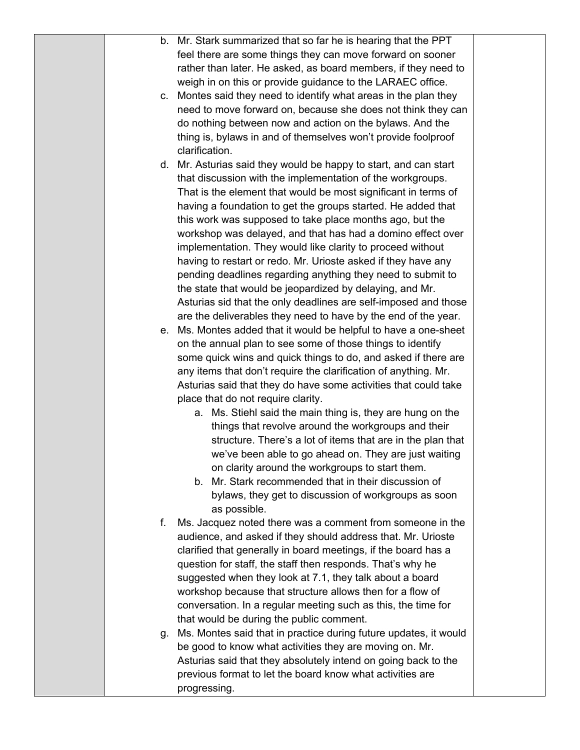b. Mr. Stark summarized that so far he is hearing that the PPT feel there are some things they can move forward on sooner rather than later. He asked, as board members, if they need to weigh in on this or provide guidance to the LARAEC office.

c. Montes said they need to identify what areas in the plan they need to move forward on, because she does not think they can do nothing between now and action on the bylaws. And the thing is, bylaws in and of themselves won't provide foolproof clarification.

d. Mr. Asturias said they would be happy to start, and can start that discussion with the implementation of the workgroups. That is the element that would be most significant in terms of having a foundation to get the groups started. He added that this work was supposed to take place months ago, but the workshop was delayed, and that has had a domino effect over implementation. They would like clarity to proceed without having to restart or redo. Mr. Urioste asked if they have any pending deadlines regarding anything they need to submit to the state that would be jeopardized by delaying, and Mr. Asturias sid that the only deadlines are self-imposed and those are the deliverables they need to have by the end of the year.

e. Ms. Montes added that it would be helpful to have a one-sheet on the annual plan to see some of those things to identify some quick wins and quick things to do, and asked if there are any items that don't require the clarification of anything. Mr. Asturias said that they do have some activities that could take place that do not require clarity.

   a. Ms. Stiehl said the main thing is, they are hung on the things that revolve around the workgroups and their structure. There's a lot of items that are in the plan that we've been able to go ahead on. They are just waiting on clarity around the workgroups to start them.

   b. Mr. Stark recommended that in their discussion of bylaws, they get to discussion of workgroups as soon as possible.

f. Ms. Jacquez noted there was a comment from someone in the audience, and asked if they should address that. Mr. Urioste clarified that generally in board meetings, if the board has a question for staff, the staff then responds. That's why he suggested when they look at 7.1, they talk about a board workshop because that structure allows then for a flow of conversation. In a regular meeting such as this, the time for that would be during the public comment.

g. Ms. Montes said that in practice during future updates, it would be good to know what activities they are moving on. Mr. Asturias said that they absolutely intend on going back to the previous format to let the board know what activities are progressing.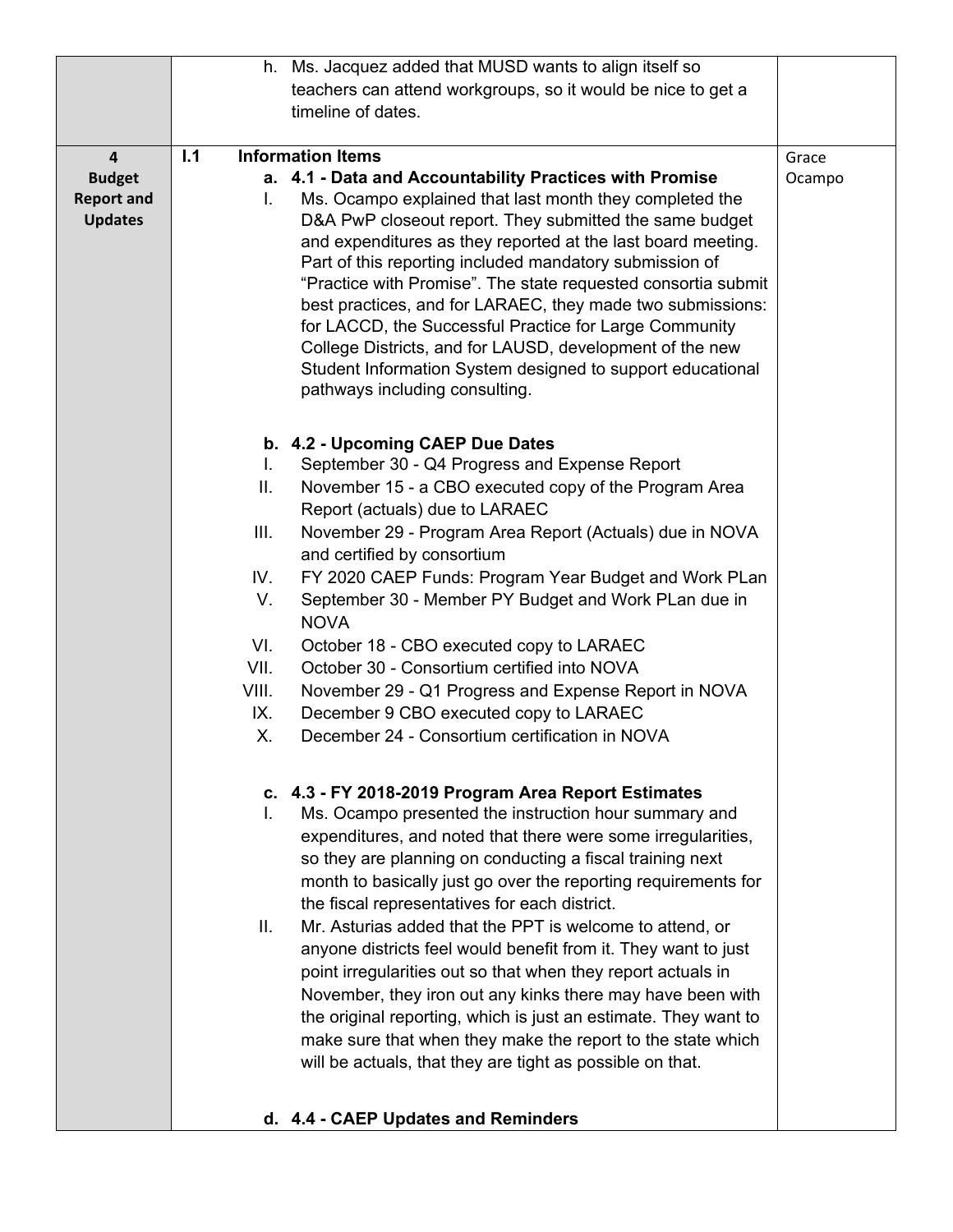| | | |
|---|---|---|
| | h. Ms. Jacquez added that MUSD wants to align itself so teachers can attend workgroups, so it would be nice to get a timeline of dates. | |
| **4 Budget Report and Updates** | **I.1 Information Items**<br><br>**a. 4.1 - Data and Accountability Practices with Promise**<br>I. Ms. Ocampo explained that last month they completed the D&A PwP closeout report. They submitted the same budget and expenditures as they reported at the last board meeting. Part of this reporting included mandatory submission of "Practice with Promise". The state requested consortia submit best practices, and for LARAEC, they made two submissions: for LACCD, the Successful Practice for Large Community College Districts, and for LAUSD, development of the new Student Information System designed to support educational pathways including consulting.<br><br>**b. 4.2 - Upcoming CAEP Due Dates**<br>I. September 30 - Q4 Progress and Expense Report<br>II. November 15 - a CBO executed copy of the Program Area Report (actuals) due to LARAEC<br>III. November 29 - Program Area Report (Actuals) due in NOVA and certified by consortium<br>IV. FY 2020 CAEP Funds: Program Year Budget and Work PLan<br>V. September 30 - Member PY Budget and Work PLan due in NOVA<br>VI. October 18 - CBO executed copy to LARAEC<br>VII. October 30 - Consortium certified into NOVA<br>VIII. November 29 - Q1 Progress and Expense Report in NOVA<br>IX. December 9 CBO executed copy to LARAEC<br>X. December 24 - Consortium certification in NOVA<br><br>**c. 4.3 - FY 2018-2019 Program Area Report Estimates**<br>I. Ms. Ocampo presented the instruction hour summary and expenditures, and noted that there were some irregularities, so they are planning on conducting a fiscal training next month to basically just go over the reporting requirements for the fiscal representatives for each district.<br>II. Mr. Asturias added that the PPT is welcome to attend, or anyone districts feel would benefit from it. They want to just point irregularities out so that when they report actuals in November, they iron out any kinks there may have been with the original reporting, which is just an estimate. They want to make sure that when they make the report to the state which will be actuals, that they are tight as possible on that.<br><br>**d. 4.4 - CAEP Updates and Reminders** | Grace Ocampo |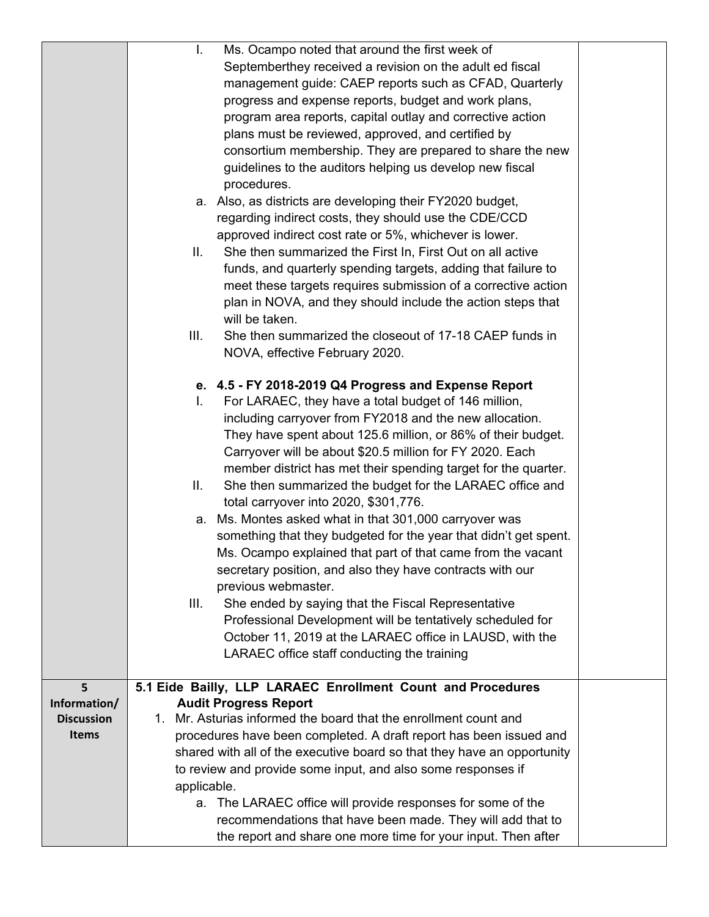| | | |
|---|---|---|
| | I. Ms. Ocampo noted that around the first week of Septemberthey received a revision on the adult ed fiscal management guide: CAEP reports such as CFAD, Quarterly progress and expense reports, budget and work plans, program area reports, capital outlay and corrective action plans must be reviewed, approved, and certified by consortium membership. They are prepared to share the new guidelines to the auditors helping us develop new fiscal procedures.<br>a. Also, as districts are developing their FY2020 budget, regarding indirect costs, they should use the CDE/CCD approved indirect cost rate or 5%, whichever is lower.<br>II. She then summarized the First In, First Out on all active funds, and quarterly spending targets, adding that failure to meet these targets requires submission of a corrective action plan in NOVA, and they should include the action steps that will be taken.<br>III. She then summarized the closeout of 17-18 CAEP funds in NOVA, effective February 2020.<br><br>**e. 4.5 - FY 2018-2019 Q4 Progress and Expense Report**<br>I. For LARAEC, they have a total budget of 146 million, including carryover from FY2018 and the new allocation. They have spent about 125.6 million, or 86% of their budget. Carryover will be about $20.5 million for FY 2020. Each member district has met their spending target for the quarter.<br>II. She then summarized the budget for the LARAEC office and total carryover into 2020, $301,776.<br>a. Ms. Montes asked what in that 301,000 carryover was something that they budgeted for the year that didn't get spent. Ms. Ocampo explained that part of that came from the vacant secretary position, and also they have contracts with our previous webmaster.<br>III. She ended by saying that the Fiscal Representative Professional Development will be tentatively scheduled for October 11, 2019 at the LARAEC office in LAUSD, with the LARAEC office staff conducting the training | |
| **5 Information/ Discussion Items** | **5.1 Eide Bailly, LLP LARAEC Enrollment Count and Procedures Audit Progress Report**<br>1. Mr. Asturias informed the board that the enrollment count and procedures have been completed. A draft report has been issued and shared with all of the executive board so that they have an opportunity to review and provide some input, and also some responses if applicable.<br>a. The LARAEC office will provide responses for some of the recommendations that have been made. They will add that to the report and share one more time for your input. Then after | |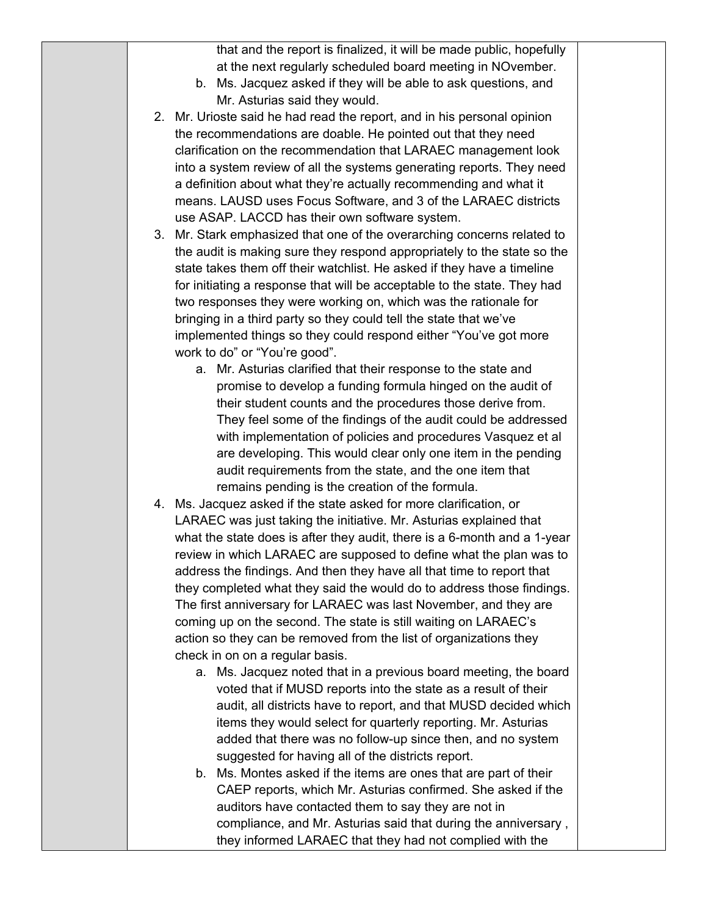that and the report is finalized, it will be made public, hopefully at the next regularly scheduled board meeting in NOvember.

   b. Ms. Jacquez asked if they will be able to ask questions, and Mr. Asturias said they would.

2. Mr. Urioste said he had read the report, and in his personal opinion the recommendations are doable. He pointed out that they need clarification on the recommendation that LARAEC management look into a system review of all the systems generating reports. They need a definition about what they're actually recommending and what it means. LAUSD uses Focus Software, and 3 of the LARAEC districts use ASAP. LACCD has their own software system.

3. Mr. Stark emphasized that one of the overarching concerns related to the audit is making sure they respond appropriately to the state so the state takes them off their watchlist. He asked if they have a timeline for initiating a response that will be acceptable to the state. They had two responses they were working on, which was the rationale for bringing in a third party so they could tell the state that we've implemented things so they could respond either "You've got more work to do" or "You're good".

   a. Mr. Asturias clarified that their response to the state and promise to develop a funding formula hinged on the audit of their student counts and the procedures those derive from. They feel some of the findings of the audit could be addressed with implementation of policies and procedures Vasquez et al are developing. This would clear only one item in the pending audit requirements from the state, and the one item that remains pending is the creation of the formula.

4. Ms. Jacquez asked if the state asked for more clarification, or LARAEC was just taking the initiative. Mr. Asturias explained that what the state does is after they audit, there is a 6-month and a 1-year review in which LARAEC are supposed to define what the plan was to address the findings. And then they have all that time to report that they completed what they said the would do to address those findings. The first anniversary for LARAEC was last November, and they are coming up on the second. The state is still waiting on LARAEC's action so they can be removed from the list of organizations they check in on on a regular basis.

   a. Ms. Jacquez noted that in a previous board meeting, the board voted that if MUSD reports into the state as a result of their audit, all districts have to report, and that MUSD decided which items they would select for quarterly reporting. Mr. Asturias added that there was no follow-up since then, and no system suggested for having all of the districts report.

   b. Ms. Montes asked if the items are ones that are part of their CAEP reports, which Mr. Asturias confirmed. She asked if the auditors have contacted them to say they are not in compliance, and Mr. Asturias said that during the anniversary , they informed LARAEC that they had not complied with the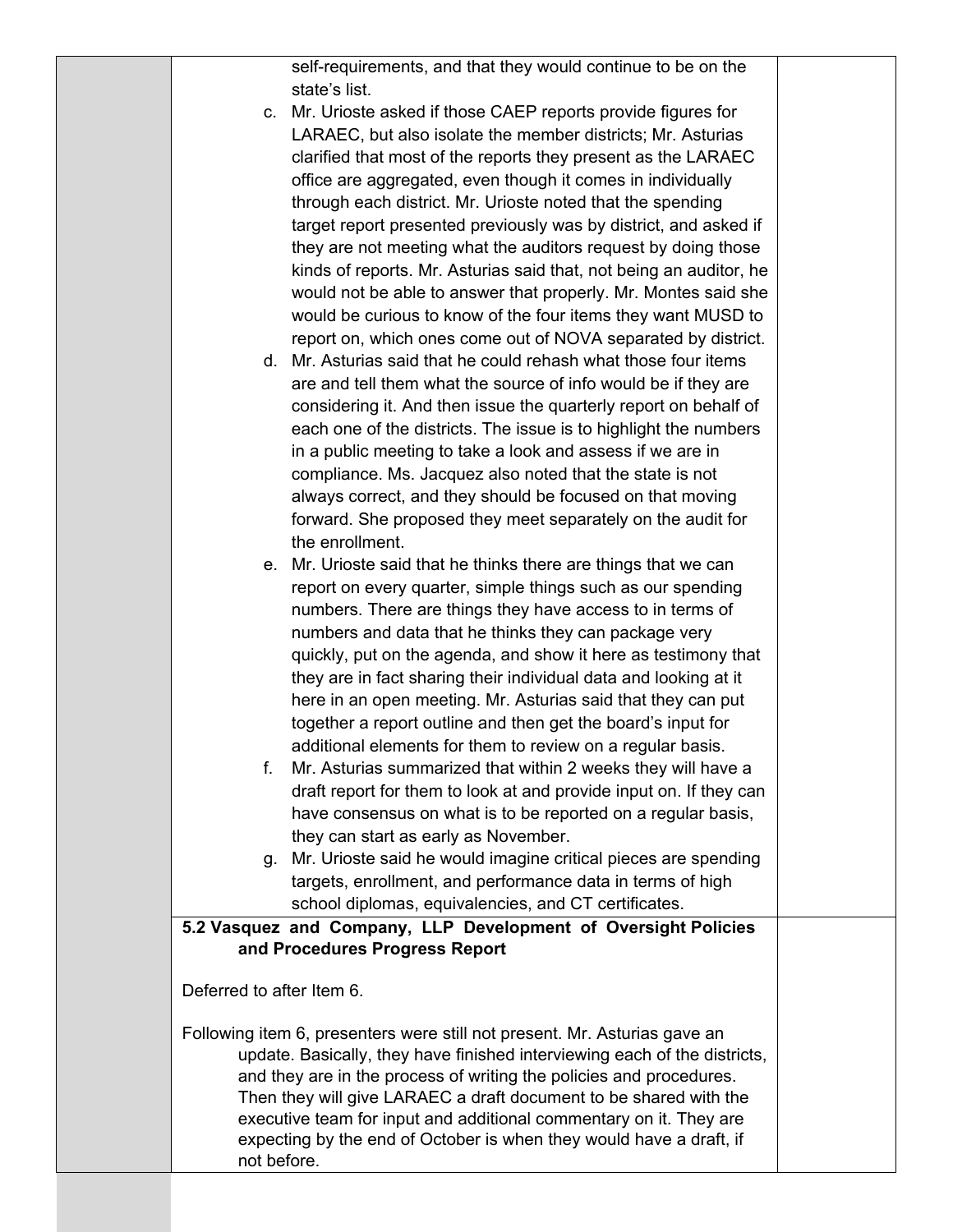self-requirements, and that they would continue to be on the state's list.

c. Mr. Urioste asked if those CAEP reports provide figures for LARAEC, but also isolate the member districts; Mr. Asturias clarified that most of the reports they present as the LARAEC office are aggregated, even though it comes in individually through each district. Mr. Urioste noted that the spending target report presented previously was by district, and asked if they are not meeting what the auditors request by doing those kinds of reports. Mr. Asturias said that, not being an auditor, he would not be able to answer that properly. Mr. Montes said she would be curious to know of the four items they want MUSD to report on, which ones come out of NOVA separated by district.

d. Mr. Asturias said that he could rehash what those four items are and tell them what the source of info would be if they are considering it. And then issue the quarterly report on behalf of each one of the districts. The issue is to highlight the numbers in a public meeting to take a look and assess if we are in compliance. Ms. Jacquez also noted that the state is not always correct, and they should be focused on that moving forward. She proposed they meet separately on the audit for the enrollment.

e. Mr. Urioste said that he thinks there are things that we can report on every quarter, simple things such as our spending numbers. There are things they have access to in terms of numbers and data that he thinks they can package very quickly, put on the agenda, and show it here as testimony that they are in fact sharing their individual data and looking at it here in an open meeting. Mr. Asturias said that they can put together a report outline and then get the board's input for additional elements for them to review on a regular basis.

f. Mr. Asturias summarized that within 2 weeks they will have a draft report for them to look at and provide input on. If they can have consensus on what is to be reported on a regular basis, they can start as early as November.

g. Mr. Urioste said he would imagine critical pieces are spending targets, enrollment, and performance data in terms of high school diplomas, equivalencies, and CT certificates.

**5.2 Vasquez and Company, LLP Development of Oversight Policies and Procedures Progress Report**

Deferred to after Item 6.

Following item 6, presenters were still not present. Mr. Asturias gave an update. Basically, they have finished interviewing each of the districts, and they are in the process of writing the policies and procedures. Then they will give LARAEC a draft document to be shared with the executive team for input and additional commentary on it. They are expecting by the end of October is when they would have a draft, if not before.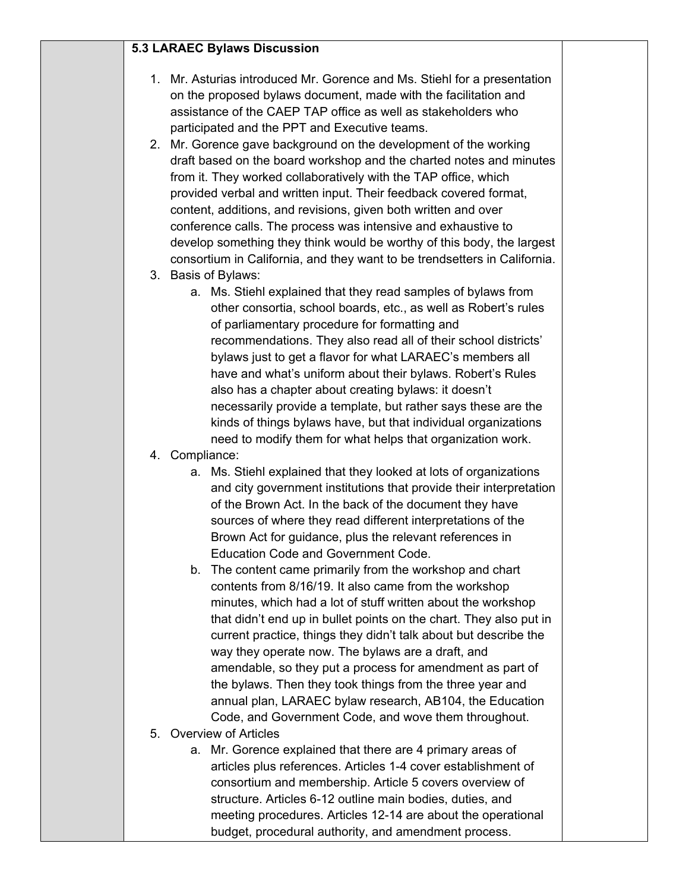**5.3 LARAEC Bylaws Discussion**

1. Mr. Asturias introduced Mr. Gorence and Ms. Stiehl for a presentation on the proposed bylaws document, made with the facilitation and assistance of the CAEP TAP office as well as stakeholders who participated and the PPT and Executive teams.
2. Mr. Gorence gave background on the development of the working draft based on the board workshop and the charted notes and minutes from it. They worked collaboratively with the TAP office, which provided verbal and written input. Their feedback covered format, content, additions, and revisions, given both written and over conference calls. The process was intensive and exhaustive to develop something they think would be worthy of this body, the largest consortium in California, and they want to be trendsetters in California.
3. Basis of Bylaws:
   a. Ms. Stiehl explained that they read samples of bylaws from other consortia, school boards, etc., as well as Robert's rules of parliamentary procedure for formatting and recommendations. They also read all of their school districts' bylaws just to get a flavor for what LARAEC's members all have and what's uniform about their bylaws. Robert's Rules also has a chapter about creating bylaws: it doesn't necessarily provide a template, but rather says these are the kinds of things bylaws have, but that individual organizations need to modify them for what helps that organization work.
4. Compliance:
   a. Ms. Stiehl explained that they looked at lots of organizations and city government institutions that provide their interpretation of the Brown Act. In the back of the document they have sources of where they read different interpretations of the Brown Act for guidance, plus the relevant references in Education Code and Government Code.
   b. The content came primarily from the workshop and chart contents from 8/16/19. It also came from the workshop minutes, which had a lot of stuff written about the workshop that didn't end up in bullet points on the chart. They also put in current practice, things they didn't talk about but describe the way they operate now. The bylaws are a draft, and amendable, so they put a process for amendment as part of the bylaws. Then they took things from the three year and annual plan, LARAEC bylaw research, AB104, the Education Code, and Government Code, and wove them throughout.
5. Overview of Articles
   a. Mr. Gorence explained that there are 4 primary areas of articles plus references. Articles 1-4 cover establishment of consortium and membership. Article 5 covers overview of structure. Articles 6-12 outline main bodies, duties, and meeting procedures. Articles 12-14 are about the operational budget, procedural authority, and amendment process.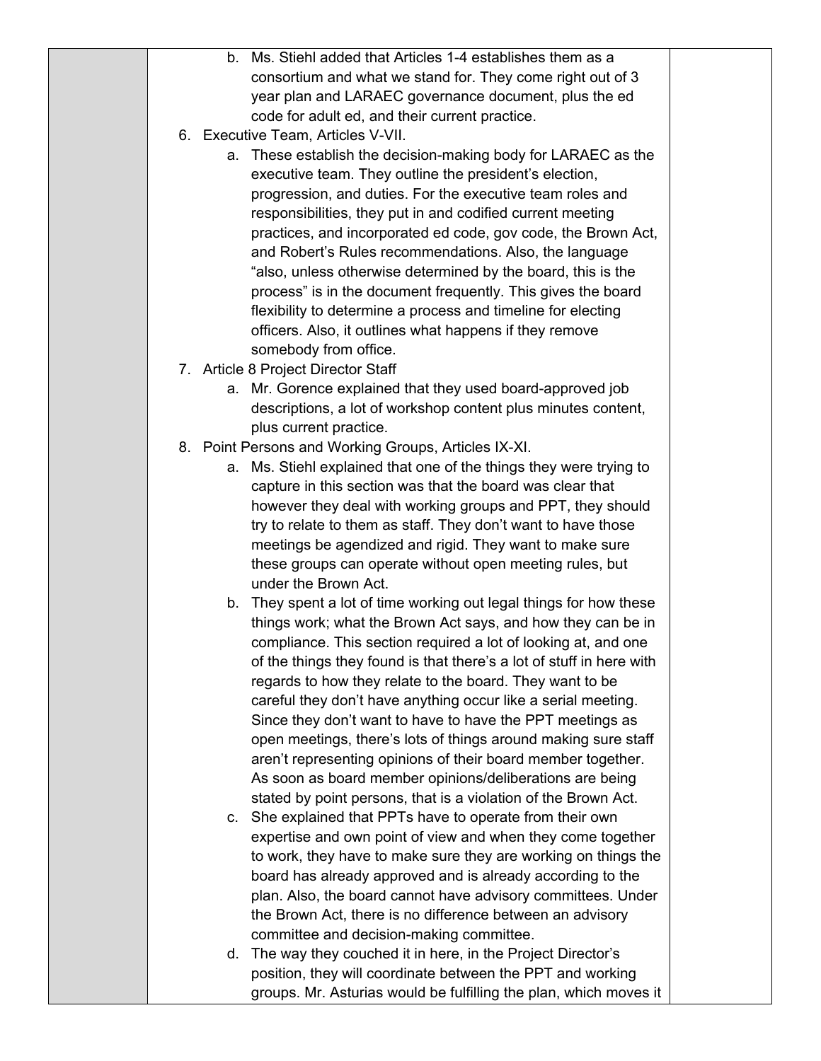b. Ms. Stiehl added that Articles 1-4 establishes them as a consortium and what we stand for. They come right out of 3 year plan and LARAEC governance document, plus the ed code for adult ed, and their current practice.

6. Executive Team, Articles V-VII.
   a. These establish the decision-making body for LARAEC as the executive team. They outline the president's election, progression, and duties. For the executive team roles and responsibilities, they put in and codified current meeting practices, and incorporated ed code, gov code, the Brown Act, and Robert's Rules recommendations. Also, the language "also, unless otherwise determined by the board, this is the process" is in the document frequently. This gives the board flexibility to determine a process and timeline for electing officers. Also, it outlines what happens if they remove somebody from office.

7. Article 8 Project Director Staff
   a. Mr. Gorence explained that they used board-approved job descriptions, a lot of workshop content plus minutes content, plus current practice.

8. Point Persons and Working Groups, Articles IX-XI.
   a. Ms. Stiehl explained that one of the things they were trying to capture in this section was that the board was clear that however they deal with working groups and PPT, they should try to relate to them as staff. They don't want to have those meetings be agendized and rigid. They want to make sure these groups can operate without open meeting rules, but under the Brown Act.
   b. They spent a lot of time working out legal things for how these things work; what the Brown Act says, and how they can be in compliance. This section required a lot of looking at, and one of the things they found is that there's a lot of stuff in here with regards to how they relate to the board. They want to be careful they don't have anything occur like a serial meeting. Since they don't want to have to have the PPT meetings as open meetings, there's lots of things around making sure staff aren't representing opinions of their board member together. As soon as board member opinions/deliberations are being stated by point persons, that is a violation of the Brown Act.
   c. She explained that PPTs have to operate from their own expertise and own point of view and when they come together to work, they have to make sure they are working on things the board has already approved and is already according to the plan. Also, the board cannot have advisory committees. Under the Brown Act, there is no difference between an advisory committee and decision-making committee.
   d. The way they couched it in here, in the Project Director's position, they will coordinate between the PPT and working groups. Mr. Asturias would be fulfilling the plan, which moves it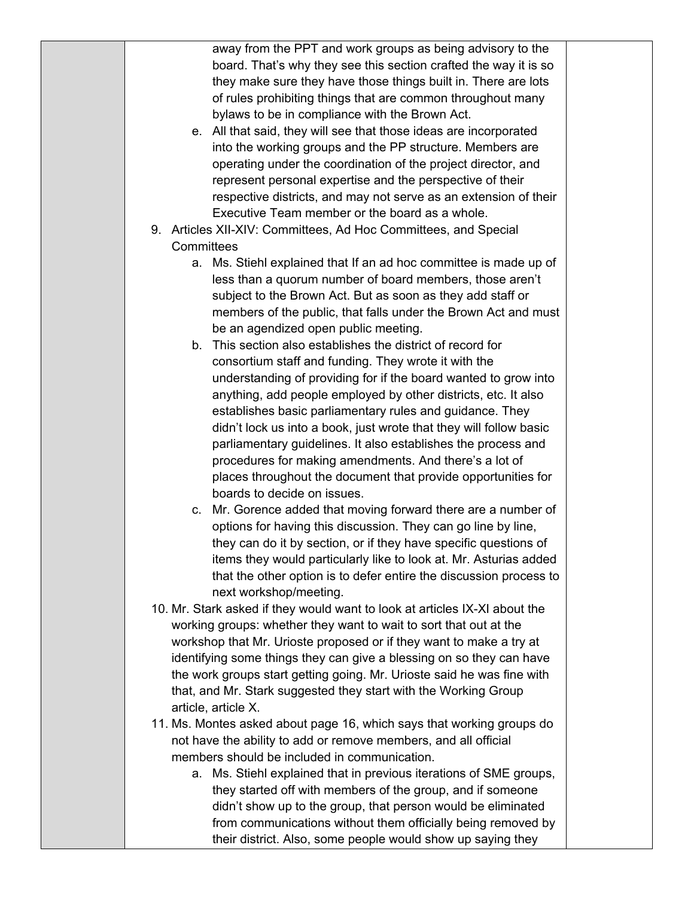away from the PPT and work groups as being advisory to the board. That's why they see this section crafted the way it is so they make sure they have those things built in. There are lots of rules prohibiting things that are common throughout many bylaws to be in compliance with the Brown Act.

   e. All that said, they will see that those ideas are incorporated into the working groups and the PP structure. Members are operating under the coordination of the project director, and represent personal expertise and the perspective of their respective districts, and may not serve as an extension of their Executive Team member or the board as a whole.

9. Articles XII-XIV: Committees, Ad Hoc Committees, and Special Committees
   a. Ms. Stiehl explained that If an ad hoc committee is made up of less than a quorum number of board members, those aren't subject to the Brown Act. But as soon as they add staff or members of the public, that falls under the Brown Act and must be an agendized open public meeting.
   b. This section also establishes the district of record for consortium staff and funding. They wrote it with the understanding of providing for if the board wanted to grow into anything, add people employed by other districts, etc. It also establishes basic parliamentary rules and guidance. They didn't lock us into a book, just wrote that they will follow basic parliamentary guidelines. It also establishes the process and procedures for making amendments. And there's a lot of places throughout the document that provide opportunities for boards to decide on issues.
   c. Mr. Gorence added that moving forward there are a number of options for having this discussion. They can go line by line, they can do it by section, or if they have specific questions of items they would particularly like to look at. Mr. Asturias added that the other option is to defer entire the discussion process to next workshop/meeting.
10. Mr. Stark asked if they would want to look at articles IX-XI about the working groups: whether they want to wait to sort that out at the workshop that Mr. Urioste proposed or if they want to make a try at identifying some things they can give a blessing on so they can have the work groups start getting going. Mr. Urioste said he was fine with that, and Mr. Stark suggested they start with the Working Group article, article X.
11. Ms. Montes asked about page 16, which says that working groups do not have the ability to add or remove members, and all official members should be included in communication.
   a. Ms. Stiehl explained that in previous iterations of SME groups, they started off with members of the group, and if someone didn't show up to the group, that person would be eliminated from communications without them officially being removed by their district. Also, some people would show up saying they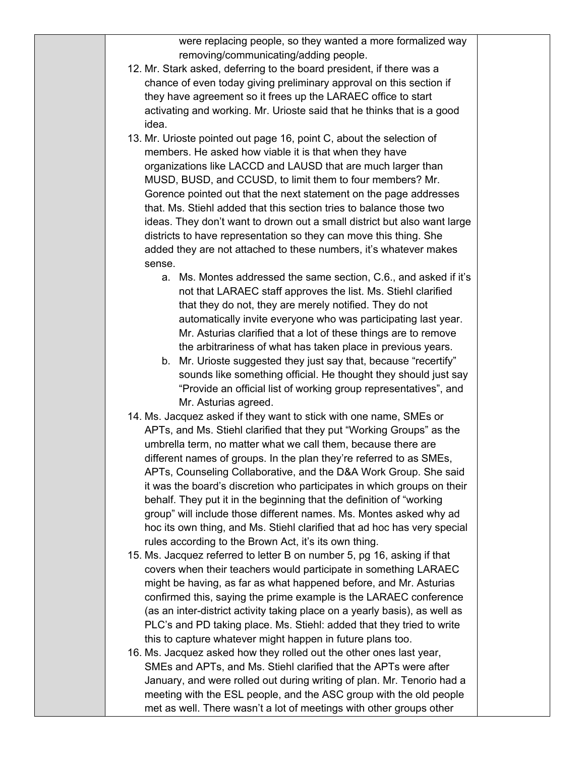were replacing people, so they wanted a more formalized way removing/communicating/adding people.

12. Mr. Stark asked, deferring to the board president, if there was a chance of even today giving preliminary approval on this section if they have agreement so it frees up the LARAEC office to start activating and working. Mr. Urioste said that he thinks that is a good idea.
13. Mr. Urioste pointed out page 16, point C, about the selection of members. He asked how viable it is that when they have organizations like LACCD and LAUSD that are much larger than MUSD, BUSD, and CCUSD, to limit them to four members? Mr. Gorence pointed out that the next statement on the page addresses that. Ms. Stiehl added that this section tries to balance those two ideas. They don't want to drown out a small district but also want large districts to have representation so they can move this thing. She added they are not attached to these numbers, it's whatever makes sense.
    a. Ms. Montes addressed the same section, C.6., and asked if it's not that LARAEC staff approves the list. Ms. Stiehl clarified that they do not, they are merely notified. They do not automatically invite everyone who was participating last year. Mr. Asturias clarified that a lot of these things are to remove the arbitrariness of what has taken place in previous years.
    b. Mr. Urioste suggested they just say that, because "recertify" sounds like something official. He thought they should just say "Provide an official list of working group representatives", and Mr. Asturias agreed.
14. Ms. Jacquez asked if they want to stick with one name, SMEs or APTs, and Ms. Stiehl clarified that they put "Working Groups" as the umbrella term, no matter what we call them, because there are different names of groups. In the plan they're referred to as SMEs, APTs, Counseling Collaborative, and the D&A Work Group. She said it was the board's discretion who participates in which groups on their behalf. They put it in the beginning that the definition of "working group" will include those different names. Ms. Montes asked why ad hoc its own thing, and Ms. Stiehl clarified that ad hoc has very special rules according to the Brown Act, it's its own thing.
15. Ms. Jacquez referred to letter B on number 5, pg 16, asking if that covers when their teachers would participate in something LARAEC might be having, as far as what happened before, and Mr. Asturias confirmed this, saying the prime example is the LARAEC conference (as an inter-district activity taking place on a yearly basis), as well as PLC's and PD taking place. Ms. Stiehl: added that they tried to write this to capture whatever might happen in future plans too.
16. Ms. Jacquez asked how they rolled out the other ones last year, SMEs and APTs, and Ms. Stiehl clarified that the APTs were after January, and were rolled out during writing of plan. Mr. Tenorio had a meeting with the ESL people, and the ASC group with the old people met as well. There wasn't a lot of meetings with other groups other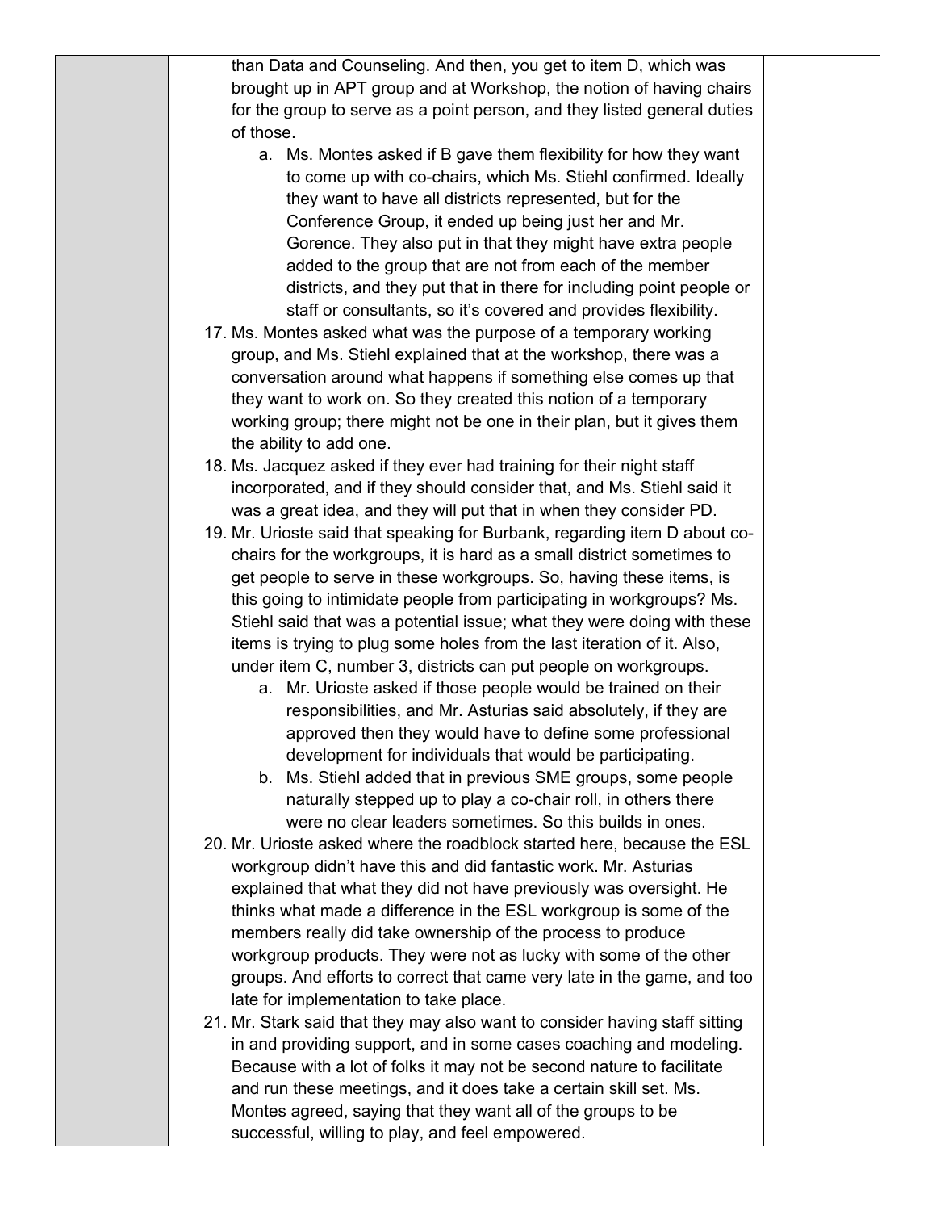than Data and Counseling. And then, you get to item D, which was brought up in APT group and at Workshop, the notion of having chairs for the group to serve as a point person, and they listed general duties of those.

   a. Ms. Montes asked if B gave them flexibility for how they want to come up with co-chairs, which Ms. Stiehl confirmed. Ideally they want to have all districts represented, but for the Conference Group, it ended up being just her and Mr. Gorence. They also put in that they might have extra people added to the group that are not from each of the member districts, and they put that in there for including point people or staff or consultants, so it's covered and provides flexibility.

17. Ms. Montes asked what was the purpose of a temporary working group, and Ms. Stiehl explained that at the workshop, there was a conversation around what happens if something else comes up that they want to work on. So they created this notion of a temporary working group; there might not be one in their plan, but it gives them the ability to add one.
18. Ms. Jacquez asked if they ever had training for their night staff incorporated, and if they should consider that, and Ms. Stiehl said it was a great idea, and they will put that in when they consider PD.
19. Mr. Urioste said that speaking for Burbank, regarding item D about co-chairs for the workgroups, it is hard as a small district sometimes to get people to serve in these workgroups. So, having these items, is this going to intimidate people from participating in workgroups? Ms. Stiehl said that was a potential issue; what they were doing with these items is trying to plug some holes from the last iteration of it. Also, under item C, number 3, districts can put people on workgroups.
    a. Mr. Urioste asked if those people would be trained on their responsibilities, and Mr. Asturias said absolutely, if they are approved then they would have to define some professional development for individuals that would be participating.
    b. Ms. Stiehl added that in previous SME groups, some people naturally stepped up to play a co-chair roll, in others there were no clear leaders sometimes. So this builds in ones.
20. Mr. Urioste asked where the roadblock started here, because the ESL workgroup didn't have this and did fantastic work. Mr. Asturias explained that what they did not have previously was oversight. He thinks what made a difference in the ESL workgroup is some of the members really did take ownership of the process to produce workgroup products. They were not as lucky with some of the other groups. And efforts to correct that came very late in the game, and too late for implementation to take place.
21. Mr. Stark said that they may also want to consider having staff sitting in and providing support, and in some cases coaching and modeling. Because with a lot of folks it may not be second nature to facilitate and run these meetings, and it does take a certain skill set. Ms. Montes agreed, saying that they want all of the groups to be successful, willing to play, and feel empowered.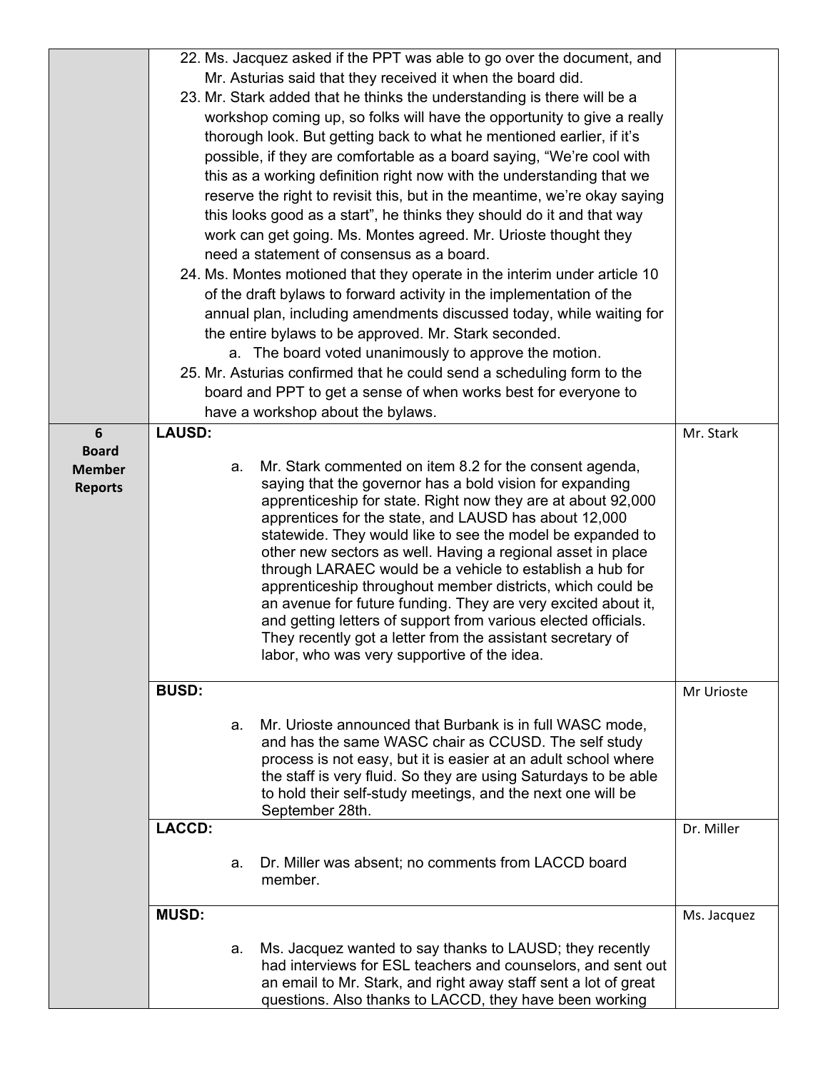| | | |
|---|---|---|
| | 22. Ms. Jacquez asked if the PPT was able to go over the document, and Mr. Asturias said that they received it when the board did.<br>23. Mr. Stark added that he thinks the understanding is there will be a workshop coming up, so folks will have the opportunity to give a really thorough look. But getting back to what he mentioned earlier, if it's possible, if they are comfortable as a board saying, "We're cool with this as a working definition right now with the understanding that we reserve the right to revisit this, but in the meantime, we're okay saying this looks good as a start", he thinks they should do it and that way work can get going. Ms. Montes agreed. Mr. Urioste thought they need a statement of consensus as a board.<br>24. Ms. Montes motioned that they operate in the interim under article 10 of the draft bylaws to forward activity in the implementation of the annual plan, including amendments discussed today, while waiting for the entire bylaws to be approved. Mr. Stark seconded.<br>a. The board voted unanimously to approve the motion.<br>25. Mr. Asturias confirmed that he could send a scheduling form to the board and PPT to get a sense of when works best for everyone to have a workshop about the bylaws. | |
| **6 Board Member Reports** | **LAUSD:**<br>a. Mr. Stark commented on item 8.2 for the consent agenda, saying that the governor has a bold vision for expanding apprenticeship for state. Right now they are at about 92,000 apprentices for the state, and LAUSD has about 12,000 statewide. They would like to see the model be expanded to other new sectors as well. Having a regional asset in place through LARAEC would be a vehicle to establish a hub for apprenticeship throughout member districts, which could be an avenue for future funding. They are very excited about it, and getting letters of support from various elected officials. They recently got a letter from the assistant secretary of labor, who was very supportive of the idea. | Mr. Stark |
| | **BUSD:**<br>a. Mr. Urioste announced that Burbank is in full WASC mode, and has the same WASC chair as CCUSD. The self study process is not easy, but it is easier at an adult school where the staff is very fluid. So they are using Saturdays to be able to hold their self-study meetings, and the next one will be September 28th. | Mr Urioste |
| | **LACCD:**<br>a. Dr. Miller was absent; no comments from LACCD board member. | Dr. Miller |
| | **MUSD:**<br>a. Ms. Jacquez wanted to say thanks to LAUSD; they recently had interviews for ESL teachers and counselors, and sent out an email to Mr. Stark, and right away staff sent a lot of great questions. Also thanks to LACCD, they have been working | Ms. Jacquez |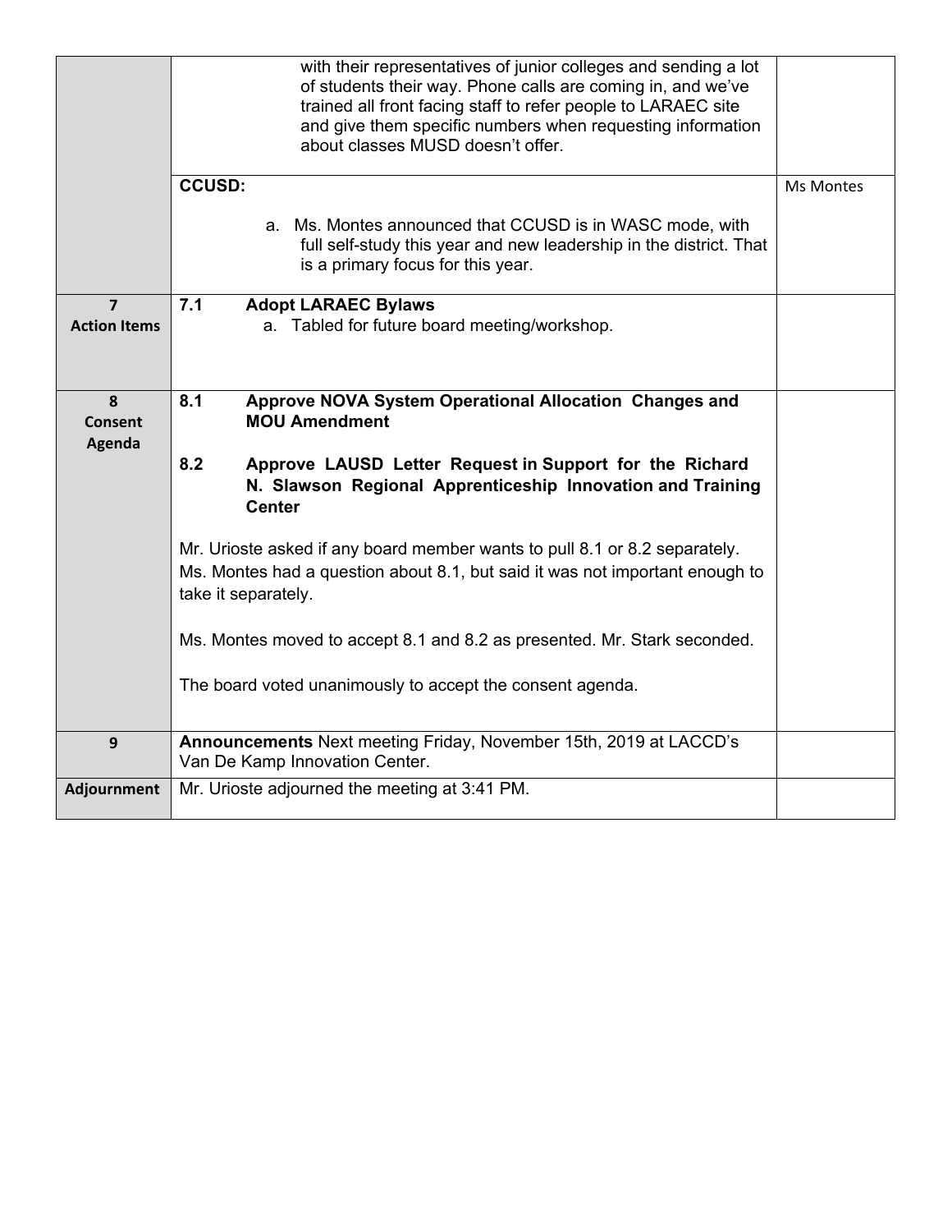| | | |
|---|---|---|
| | with their representatives of junior colleges and sending a lot of students their way. Phone calls are coming in, and we've trained all front facing staff to refer people to LARAEC site and give them specific numbers when requesting information about classes MUSD doesn't offer. | |
| | **CCUSD:**<br><br>a. Ms. Montes announced that CCUSD is in WASC mode, with full self-study this year and new leadership in the district. That is a primary focus for this year. | Ms Montes |
| **7**<br>**Action Items** | **7.1 Adopt LARAEC Bylaws**<br>a. Tabled for future board meeting/workshop. | |
| **8**<br>**Consent Agenda** | **8.1 Approve NOVA System Operational Allocation Changes and MOU Amendment**<br><br>**8.2 Approve LAUSD Letter Request in Support for the Richard N. Slawson Regional Apprenticeship Innovation and Training Center**<br><br>Mr. Urioste asked if any board member wants to pull 8.1 or 8.2 separately. Ms. Montes had a question about 8.1, but said it was not important enough to take it separately.<br><br>Ms. Montes moved to accept 8.1 and 8.2 as presented. Mr. Stark seconded.<br><br>The board voted unanimously to accept the consent agenda. | |
| **9** | **Announcements** Next meeting Friday, November 15th, 2019 at LACCD's Van De Kamp Innovation Center. | |
| **Adjournment** | Mr. Urioste adjourned the meeting at 3:41 PM. | |